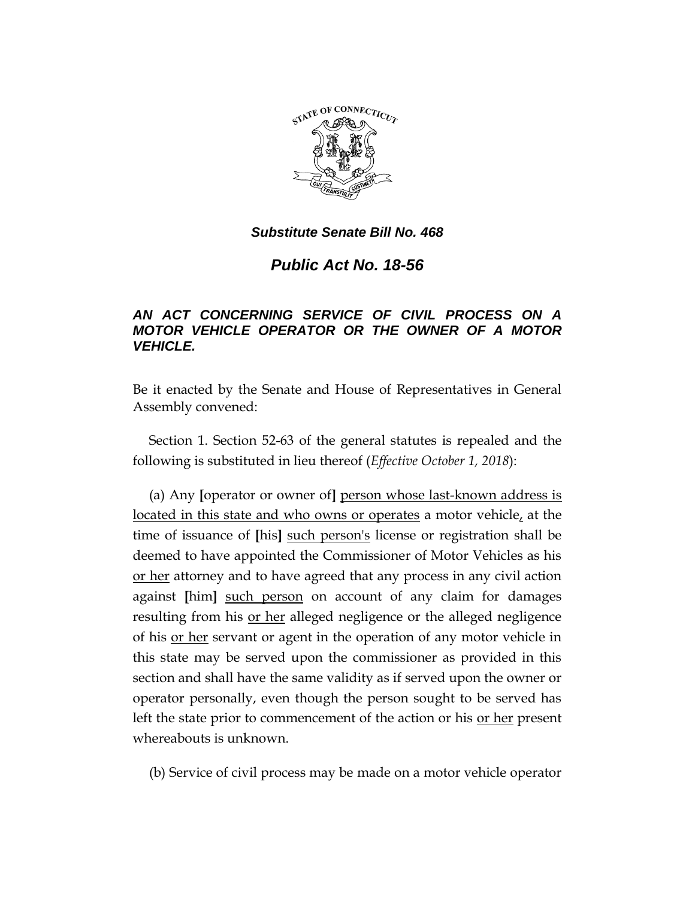***Substitute Senate Bill No. 468***

## *Public Act No. 18-56*

### *AN ACT CONCERNING SERVICE OF CIVIL PROCESS ON A MOTOR VEHICLE OPERATOR OR THE OWNER OF A MOTOR VEHICLE.*

Be it enacted by the Senate and House of Representatives in General Assembly convened:

Section 1. Section 52-63 of the general statutes is repealed and the following is substituted in lieu thereof (*Effective October 1, 2018*):

(a) Any **[**operator or owner of**]** <u>person whose last-known address is located in this state and who owns or operates</u> a motor vehicle<u>,</u> at the time of issuance of **[**his**]** <u>such person's</u> license or registration shall be deemed to have appointed the Commissioner of Motor Vehicles as his <u>or her</u> attorney and to have agreed that any process in any civil action against **[**him**]** <u>such person</u> on account of any claim for damages resulting from his <u>or her</u> alleged negligence or the alleged negligence of his <u>or her</u> servant or agent in the operation of any motor vehicle in this state may be served upon the commissioner as provided in this section and shall have the same validity as if served upon the owner or operator personally, even though the person sought to be served has left the state prior to commencement of the action or his <u>or her</u> present whereabouts is unknown.

(b) Service of civil process may be made on a motor vehicle operator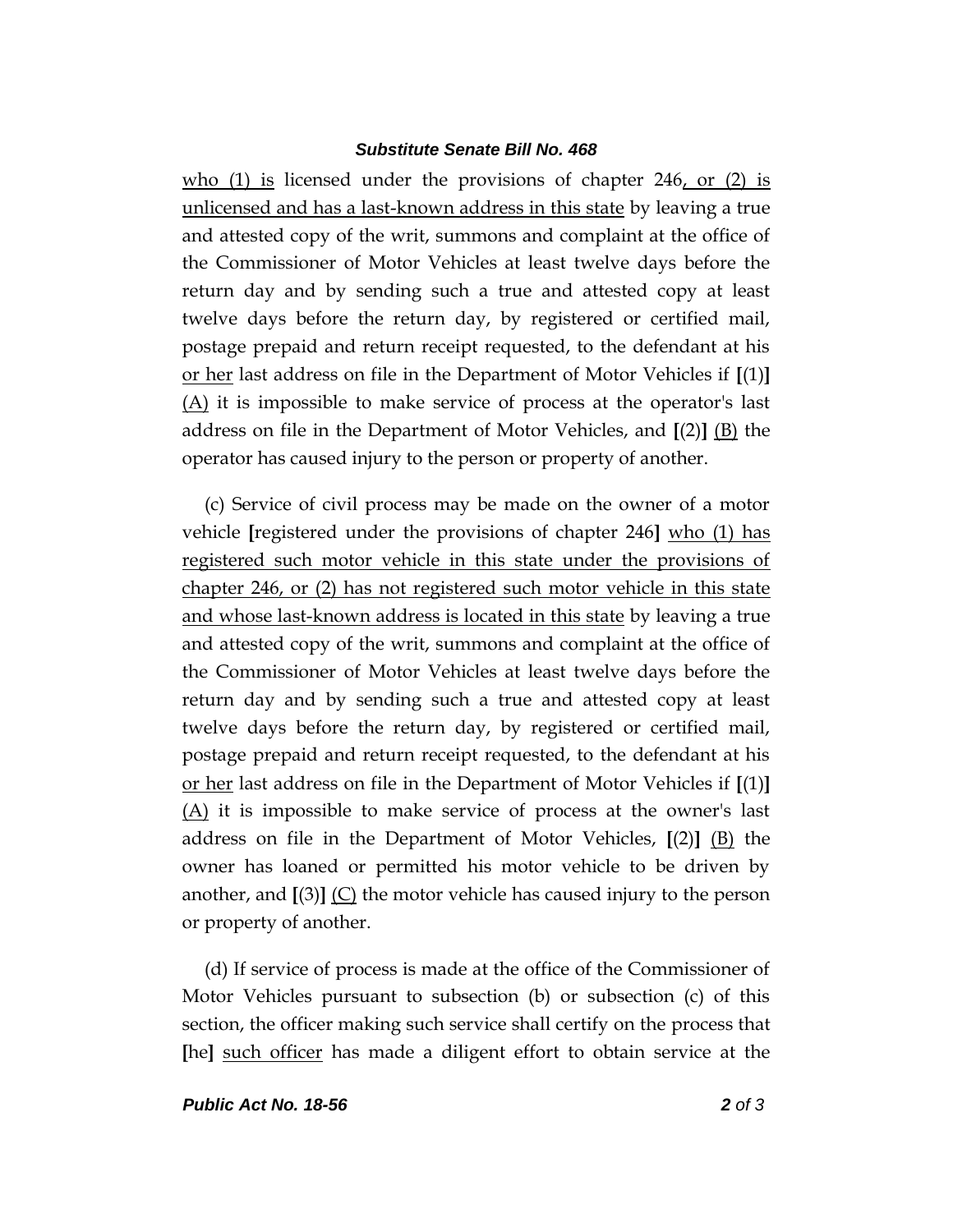who (1) is licensed under the provisions of chapter 246, or (2) is unlicensed and has a last-known address in this state by leaving a true and attested copy of the writ, summons and complaint at the office of the Commissioner of Motor Vehicles at least twelve days before the return day and by sending such a true and attested copy at least twelve days before the return day, by registered or certified mail, postage prepaid and return receipt requested, to the defendant at his or her last address on file in the Department of Motor Vehicles if **[**(1)**]** (A) it is impossible to make service of process at the operator's last address on file in the Department of Motor Vehicles, and **[**(2)**]** (B) the operator has caused injury to the person or property of another.

(c) Service of civil process may be made on the owner of a motor vehicle **[**registered under the provisions of chapter 246**]** who (1) has registered such motor vehicle in this state under the provisions of chapter 246, or (2) has not registered such motor vehicle in this state and whose last-known address is located in this state by leaving a true and attested copy of the writ, summons and complaint at the office of the Commissioner of Motor Vehicles at least twelve days before the return day and by sending such a true and attested copy at least twelve days before the return day, by registered or certified mail, postage prepaid and return receipt requested, to the defendant at his or her last address on file in the Department of Motor Vehicles if **[**(1)**]** (A) it is impossible to make service of process at the owner's last address on file in the Department of Motor Vehicles, **[**(2)**]** (B) the owner has loaned or permitted his motor vehicle to be driven by another, and **[**(3)**]** (C) the motor vehicle has caused injury to the person or property of another.

(d) If service of process is made at the office of the Commissioner of Motor Vehicles pursuant to subsection (b) or subsection (c) of this section, the officer making such service shall certify on the process that **[**he**]** such officer has made a diligent effort to obtain service at the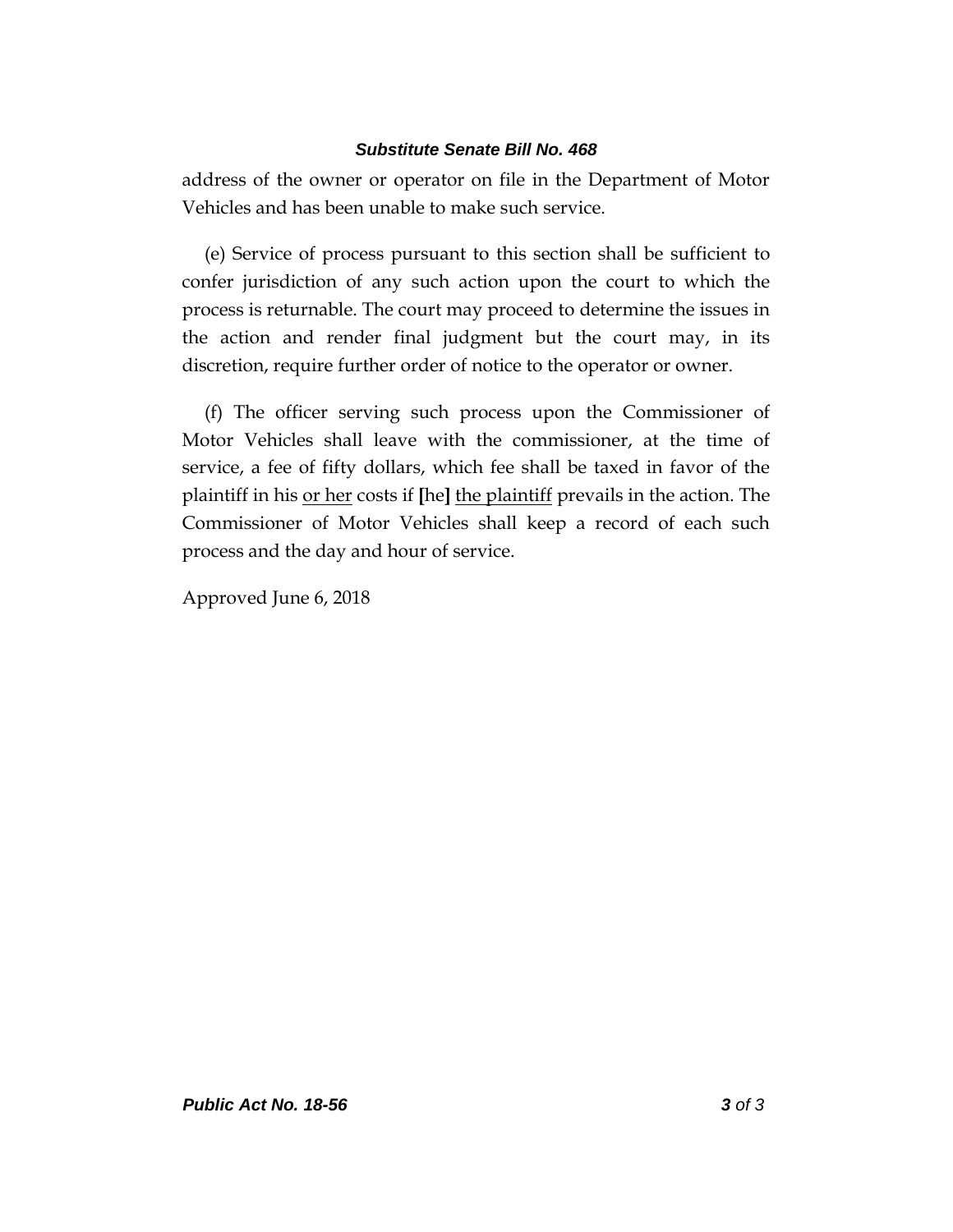address of the owner or operator on file in the Department of Motor Vehicles and has been unable to make such service.

(e) Service of process pursuant to this section shall be sufficient to confer jurisdiction of any such action upon the court to which the process is returnable. The court may proceed to determine the issues in the action and render final judgment but the court may, in its discretion, require further order of notice to the operator or owner.

(f) The officer serving such process upon the Commissioner of Motor Vehicles shall leave with the commissioner, at the time of service, a fee of fifty dollars, which fee shall be taxed in favor of the plaintiff in his <u>or her</u> costs if **[**he**]** <u>the plaintiff</u> prevails in the action. The Commissioner of Motor Vehicles shall keep a record of each such process and the day and hour of service.

Approved June 6, 2018